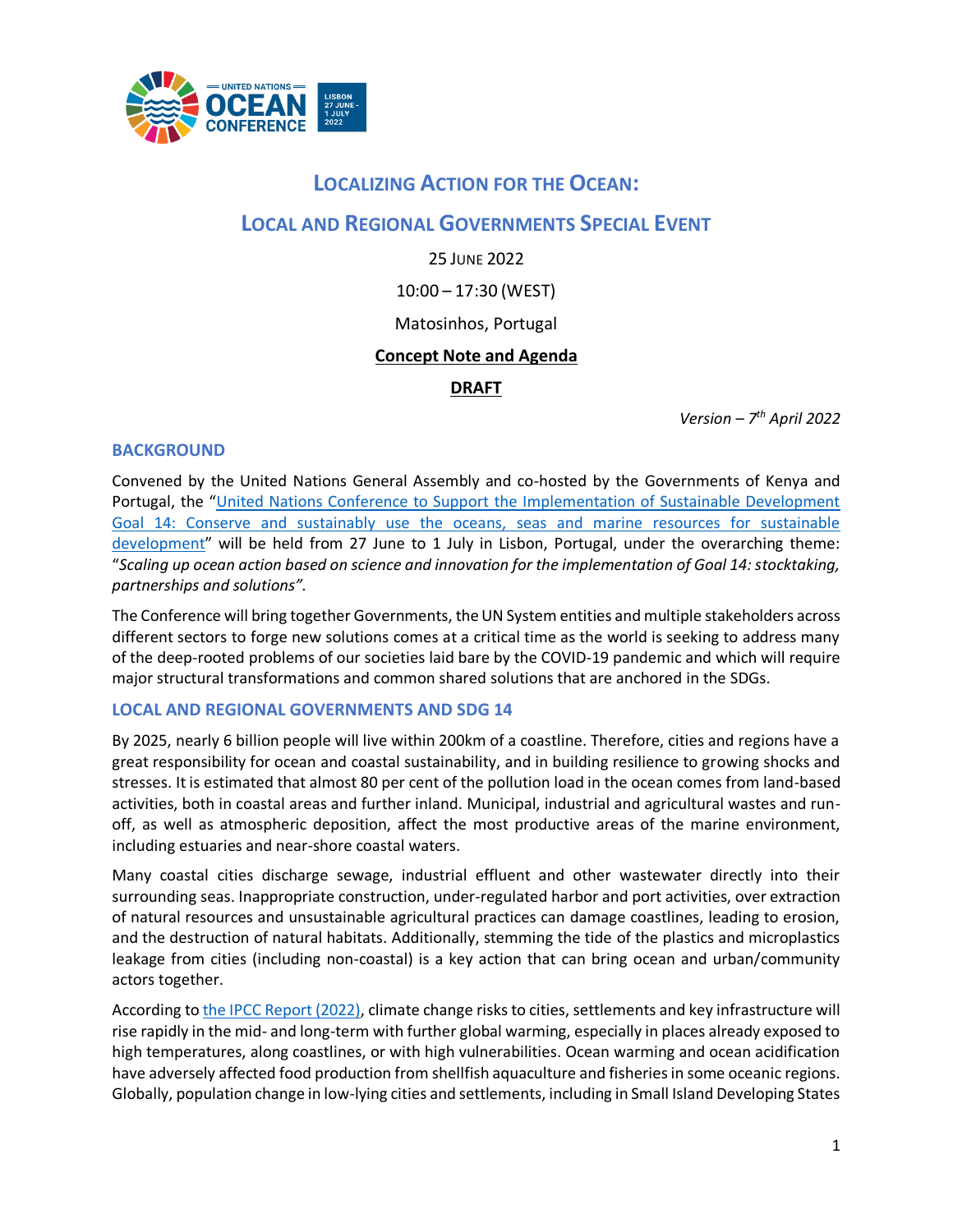# LOCALIZING ACTION FOR THE OCEAN:

# LOCAL AND REGIONAL GOVERNMENTS SPECIAL EVENT

25 JUNE 2022

10:00 – 17:30 (WEST)

Matosinhos, Portugal

**Concept Note and Agenda**

**DRAFT**

*Version – 7th April 2022*

## BACKGROUND

Convened by the United Nations General Assembly and co-hosted by the Governments of Kenya and Portugal, the "United Nations Conference to Support the Implementation of Sustainable Development Goal 14: Conserve and sustainably use the oceans, seas and marine resources for sustainable development" will be held from 27 June to 1 July in Lisbon, Portugal, under the overarching theme: "*Scaling up ocean action based on science and innovation for the implementation of Goal 14: stocktaking, partnerships and solutions".*

The Conference will bring together Governments, the UN System entities and multiple stakeholders across different sectors to forge new solutions comes at a critical time as the world is seeking to address many of the deep-rooted problems of our societies laid bare by the COVID-19 pandemic and which will require major structural transformations and common shared solutions that are anchored in the SDGs.

## LOCAL AND REGIONAL GOVERNMENTS AND SDG 14

By 2025, nearly 6 billion people will live within 200km of a coastline. Therefore, cities and regions have a great responsibility for ocean and coastal sustainability, and in building resilience to growing shocks and stresses. It is estimated that almost 80 per cent of the pollution load in the ocean comes from land-based activities, both in coastal areas and further inland. Municipal, industrial and agricultural wastes and run-off, as well as atmospheric deposition, affect the most productive areas of the marine environment, including estuaries and near-shore coastal waters.

Many coastal cities discharge sewage, industrial effluent and other wastewater directly into their surrounding seas. Inappropriate construction, under-regulated harbor and port activities, over extraction of natural resources and unsustainable agricultural practices can damage coastlines, leading to erosion, and the destruction of natural habitats. Additionally, stemming the tide of the plastics and microplastics leakage from cities (including non-coastal) is a key action that can bring ocean and urban/community actors together.

According to the IPCC Report (2022), climate change risks to cities, settlements and key infrastructure will rise rapidly in the mid- and long-term with further global warming, especially in places already exposed to high temperatures, along coastlines, or with high vulnerabilities. Ocean warming and ocean acidification have adversely affected food production from shellfish aquaculture and fisheries in some oceanic regions. Globally, population change in low-lying cities and settlements, including in Small Island Developing States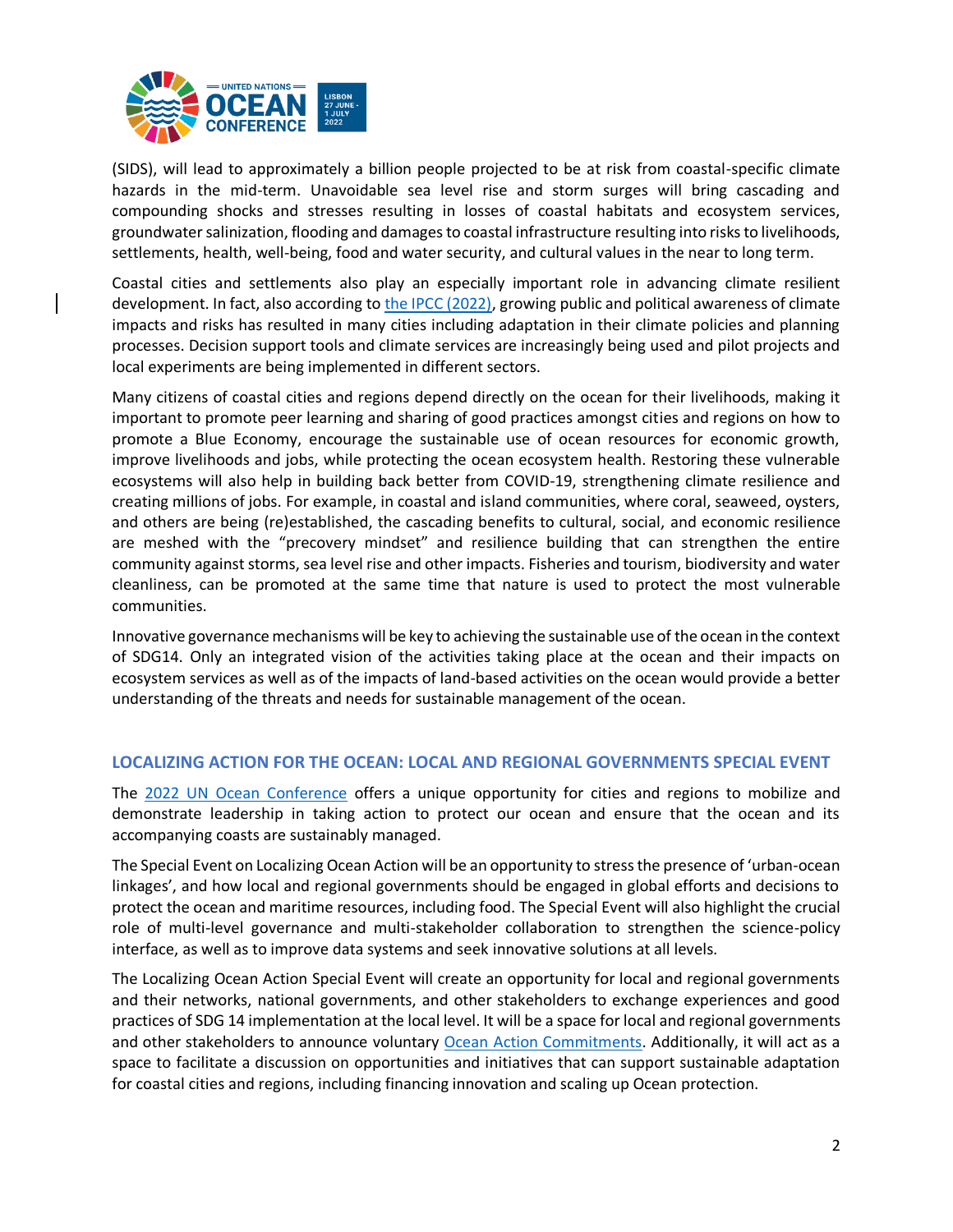(SIDS), will lead to approximately a billion people projected to be at risk from coastal-specific climate hazards in the mid-term. Unavoidable sea level rise and storm surges will bring cascading and compounding shocks and stresses resulting in losses of coastal habitats and ecosystem services, groundwater salinization, flooding and damages to coastal infrastructure resulting into risks to livelihoods, settlements, health, well-being, food and water security, and cultural values in the near to long term.

Coastal cities and settlements also play an especially important role in advancing climate resilient development. In fact, also according to the IPCC (2022), growing public and political awareness of climate impacts and risks has resulted in many cities including adaptation in their climate policies and planning processes. Decision support tools and climate services are increasingly being used and pilot projects and local experiments are being implemented in different sectors.

Many citizens of coastal cities and regions depend directly on the ocean for their livelihoods, making it important to promote peer learning and sharing of good practices amongst cities and regions on how to promote a Blue Economy, encourage the sustainable use of ocean resources for economic growth, improve livelihoods and jobs, while protecting the ocean ecosystem health. Restoring these vulnerable ecosystems will also help in building back better from COVID-19, strengthening climate resilience and creating millions of jobs. For example, in coastal and island communities, where coral, seaweed, oysters, and others are being (re)established, the cascading benefits to cultural, social, and economic resilience are meshed with the "precovery mindset" and resilience building that can strengthen the entire community against storms, sea level rise and other impacts. Fisheries and tourism, biodiversity and water cleanliness, can be promoted at the same time that nature is used to protect the most vulnerable communities.

Innovative governance mechanisms will be key to achieving the sustainable use of the ocean in the context of SDG14. Only an integrated vision of the activities taking place at the ocean and their impacts on ecosystem services as well as of the impacts of land-based activities on the ocean would provide a better understanding of the threats and needs for sustainable management of the ocean.

## LOCALIZING ACTION FOR THE OCEAN: LOCAL AND REGIONAL GOVERNMENTS SPECIAL EVENT

The 2022 UN Ocean Conference offers a unique opportunity for cities and regions to mobilize and demonstrate leadership in taking action to protect our ocean and ensure that the ocean and its accompanying coasts are sustainably managed.

The Special Event on Localizing Ocean Action will be an opportunity to stress the presence of 'urban-ocean linkages', and how local and regional governments should be engaged in global efforts and decisions to protect the ocean and maritime resources, including food. The Special Event will also highlight the crucial role of multi-level governance and multi-stakeholder collaboration to strengthen the science-policy interface, as well as to improve data systems and seek innovative solutions at all levels.

The Localizing Ocean Action Special Event will create an opportunity for local and regional governments and their networks, national governments, and other stakeholders to exchange experiences and good practices of SDG 14 implementation at the local level. It will be a space for local and regional governments and other stakeholders to announce voluntary Ocean Action Commitments. Additionally, it will act as a space to facilitate a discussion on opportunities and initiatives that can support sustainable adaptation for coastal cities and regions, including financing innovation and scaling up Ocean protection.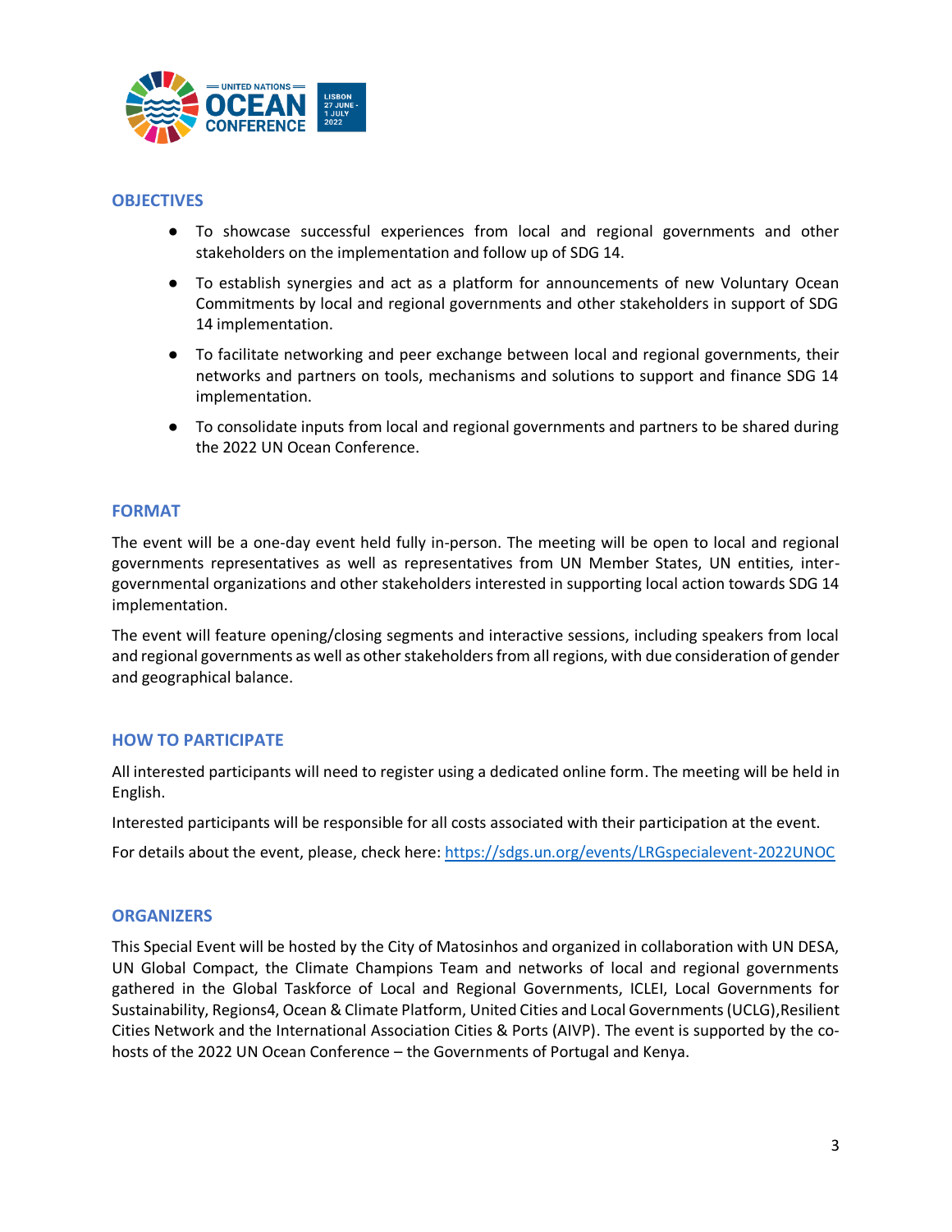## OBJECTIVES

- To showcase successful experiences from local and regional governments and other stakeholders on the implementation and follow up of SDG 14.
- To establish synergies and act as a platform for announcements of new Voluntary Ocean Commitments by local and regional governments and other stakeholders in support of SDG 14 implementation.
- To facilitate networking and peer exchange between local and regional governments, their networks and partners on tools, mechanisms and solutions to support and finance SDG 14 implementation.
- To consolidate inputs from local and regional governments and partners to be shared during the 2022 UN Ocean Conference.

## FORMAT

The event will be a one-day event held fully in-person. The meeting will be open to local and regional governments representatives as well as representatives from UN Member States, UN entities, inter-governmental organizations and other stakeholders interested in supporting local action towards SDG 14 implementation.

The event will feature opening/closing segments and interactive sessions, including speakers from local and regional governments as well as other stakeholders from all regions, with due consideration of gender and geographical balance.

## HOW TO PARTICIPATE

All interested participants will need to register using a dedicated online form. The meeting will be held in English.

Interested participants will be responsible for all costs associated with their participation at the event.

For details about the event, please, check here: [https://sdgs.un.org/events/LRGspecialevent-2022UNOC](https://sdgs.un.org/events/LRGspecialevent-2022UNOC)

## ORGANIZERS

This Special Event will be hosted by the City of Matosinhos and organized in collaboration with UN DESA, UN Global Compact, the Climate Champions Team and networks of local and regional governments gathered in the Global Taskforce of Local and Regional Governments, ICLEI, Local Governments for Sustainability, Regions4, Ocean & Climate Platform, United Cities and Local Governments (UCLG),Resilient Cities Network and the International Association Cities & Ports (AIVP). The event is supported by the co-hosts of the 2022 UN Ocean Conference – the Governments of Portugal and Kenya.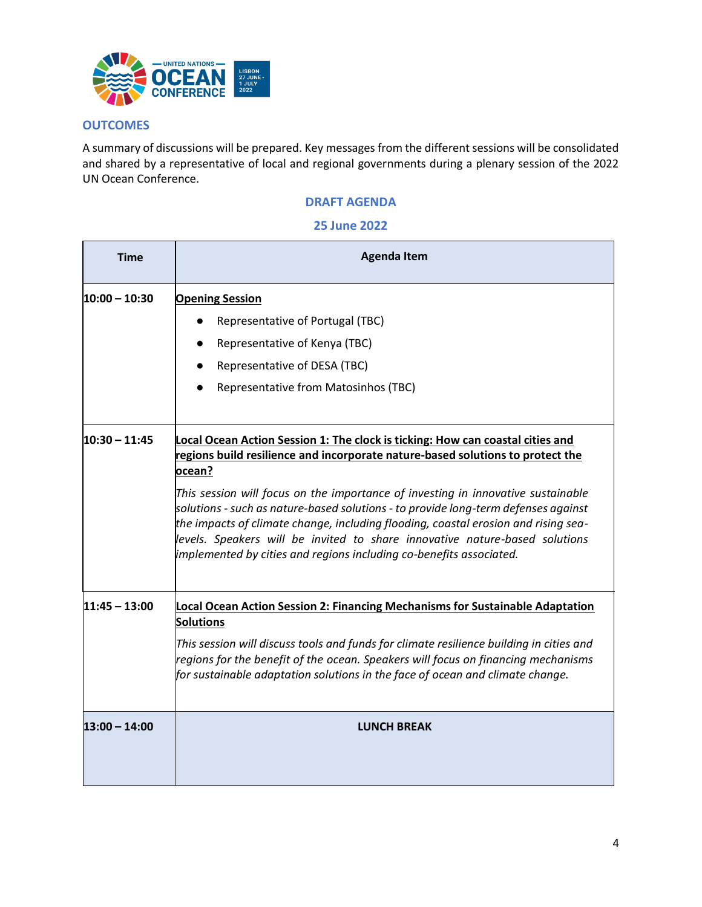## OUTCOMES

A summary of discussions will be prepared. Key messages from the different sessions will be consolidated and shared by a representative of local and regional governments during a plenary session of the 2022 UN Ocean Conference.

### DRAFT AGENDA

### 25 June 2022

| Time | Agenda Item |
|---|---|
| **10:00 – 10:30** | **Opening Session**<br>• Representative of Portugal (TBC)<br>• Representative of Kenya (TBC)<br>• Representative of DESA (TBC)<br>• Representative from Matosinhos (TBC) |
| **10:30 – 11:45** | **Local Ocean Action Session 1: The clock is ticking: How can coastal cities and regions build resilience and incorporate nature-based solutions to protect the ocean?**<br>*This session will focus on the importance of investing in innovative sustainable solutions - such as nature-based solutions - to provide long-term defenses against the impacts of climate change, including flooding, coastal erosion and rising sea-levels. Speakers will be invited to share innovative nature-based solutions implemented by cities and regions including co-benefits associated.* |
| **11:45 – 13:00** | **Local Ocean Action Session 2: Financing Mechanisms for Sustainable Adaptation Solutions**<br>*This session will discuss tools and funds for climate resilience building in cities and regions for the benefit of the ocean. Speakers will focus on financing mechanisms for sustainable adaptation solutions in the face of ocean and climate change.* |
| **13:00 – 14:00** | **LUNCH BREAK** |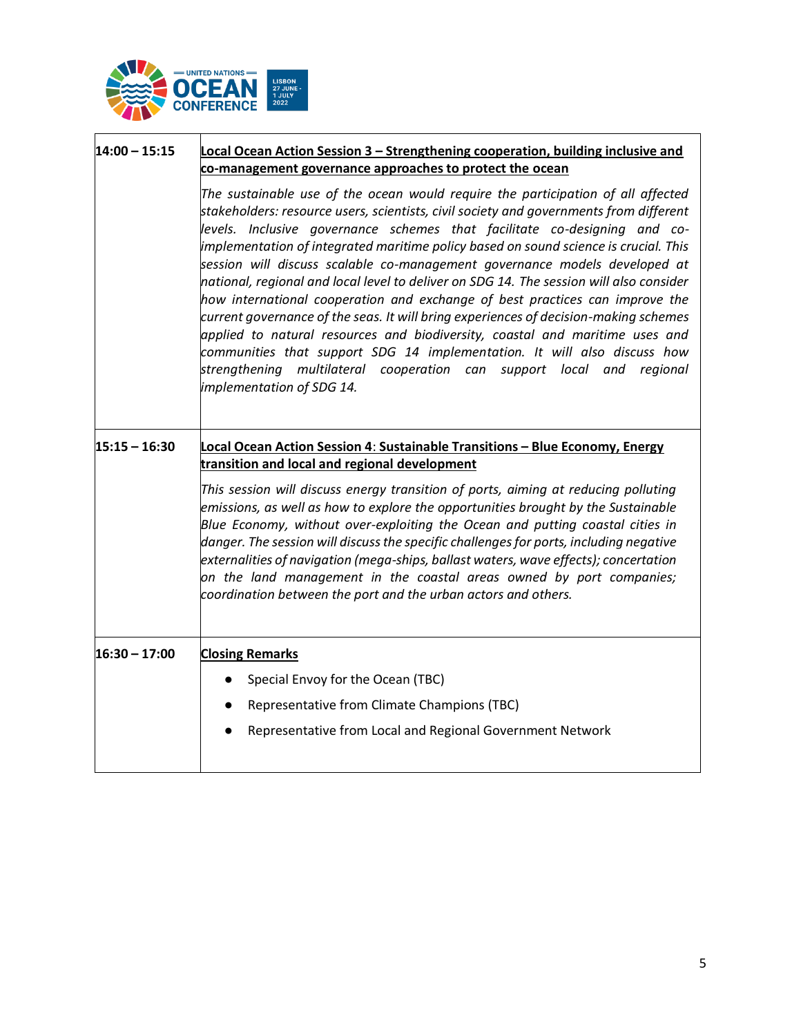| | |
|---|---|
| **14:00 – 15:15** | **Local Ocean Action Session 3 – Strengthening cooperation, building inclusive and co-management governance approaches to protect the ocean**<br><br>*The sustainable use of the ocean would require the participation of all affected stakeholders: resource users, scientists, civil society and governments from different levels. Inclusive governance schemes that facilitate co-designing and co-implementation of integrated maritime policy based on sound science is crucial. This session will discuss scalable co-management governance models developed at national, regional and local level to deliver on SDG 14. The session will also consider how international cooperation and exchange of best practices can improve the current governance of the seas. It will bring experiences of decision-making schemes applied to natural resources and biodiversity, coastal and maritime uses and communities that support SDG 14 implementation. It will also discuss how strengthening multilateral cooperation can support local and regional implementation of SDG 14.* |
| **15:15 – 16:30** | **Local Ocean Action Session 4: Sustainable Transitions – Blue Economy, Energy transition and local and regional development**<br><br>*This session will discuss energy transition of ports, aiming at reducing polluting emissions, as well as how to explore the opportunities brought by the Sustainable Blue Economy, without over-exploiting the Ocean and putting coastal cities in danger. The session will discuss the specific challenges for ports, including negative externalities of navigation (mega-ships, ballast waters, wave effects); concertation on the land management in the coastal areas owned by port companies; coordination between the port and the urban actors and others.* |
| **16:30 – 17:00** | **Closing Remarks**<br><br>● Special Envoy for the Ocean (TBC)<br>● Representative from Climate Champions (TBC)<br>● Representative from Local and Regional Government Network |